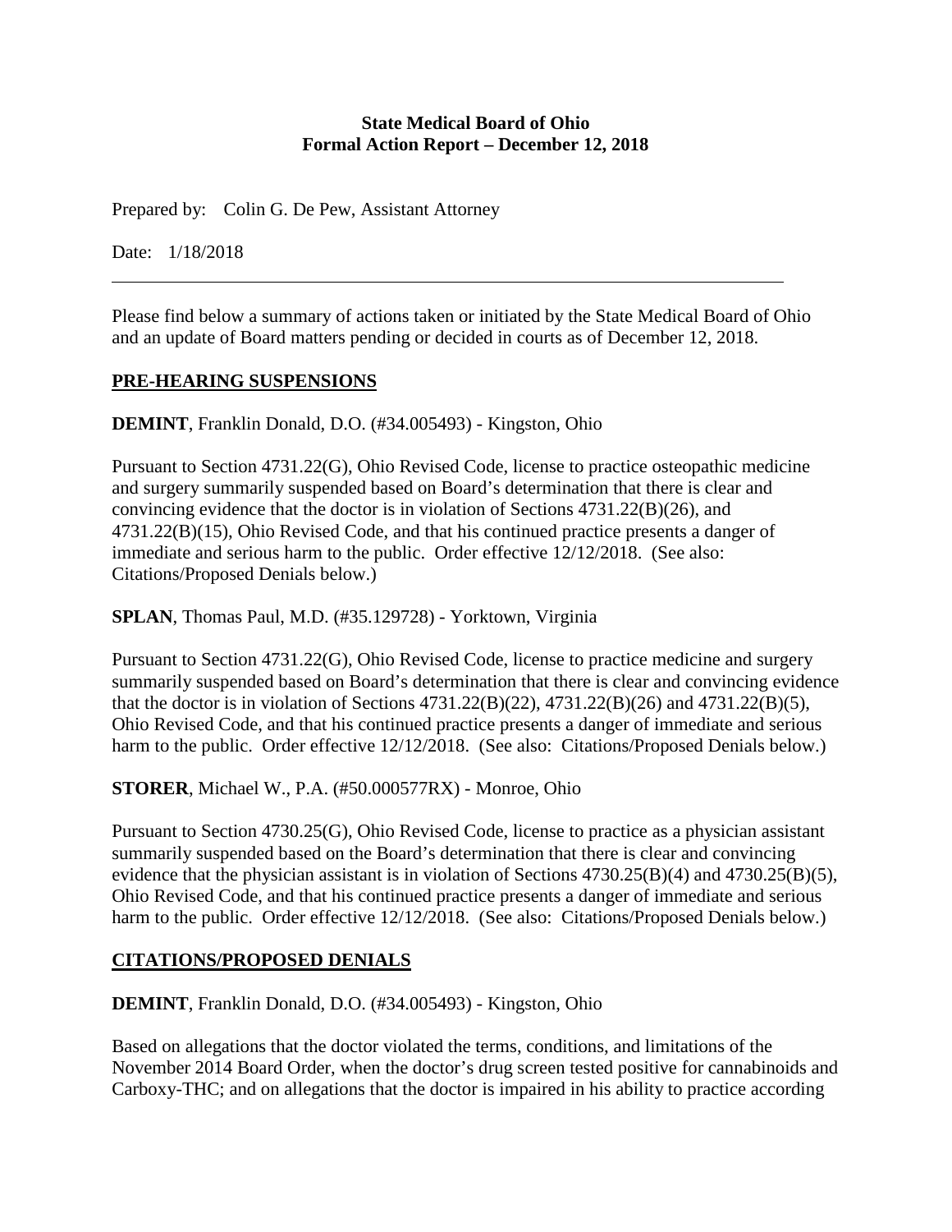**State Medical Board of Ohio**
**Formal Action Report – December 12, 2018**

Prepared by: Colin G. De Pew, Assistant Attorney

Date: 1/18/2018

---

Please find below a summary of actions taken or initiated by the State Medical Board of Ohio and an update of Board matters pending or decided in courts as of December 12, 2018.

## PRE-HEARING SUSPENSIONS

**DEMINT**, Franklin Donald, D.O. (#34.005493) - Kingston, Ohio

Pursuant to Section 4731.22(G), Ohio Revised Code, license to practice osteopathic medicine and surgery summarily suspended based on Board's determination that there is clear and convincing evidence that the doctor is in violation of Sections 4731.22(B)(26), and 4731.22(B)(15), Ohio Revised Code, and that his continued practice presents a danger of immediate and serious harm to the public. Order effective 12/12/2018. (See also: Citations/Proposed Denials below.)

**SPLAN**, Thomas Paul, M.D. (#35.129728) - Yorktown, Virginia

Pursuant to Section 4731.22(G), Ohio Revised Code, license to practice medicine and surgery summarily suspended based on Board's determination that there is clear and convincing evidence that the doctor is in violation of Sections 4731.22(B)(22), 4731.22(B)(26) and 4731.22(B)(5), Ohio Revised Code, and that his continued practice presents a danger of immediate and serious harm to the public. Order effective 12/12/2018. (See also: Citations/Proposed Denials below.)

**STORER**, Michael W., P.A. (#50.000577RX) - Monroe, Ohio

Pursuant to Section 4730.25(G), Ohio Revised Code, license to practice as a physician assistant summarily suspended based on the Board's determination that there is clear and convincing evidence that the physician assistant is in violation of Sections 4730.25(B)(4) and 4730.25(B)(5), Ohio Revised Code, and that his continued practice presents a danger of immediate and serious harm to the public. Order effective 12/12/2018. (See also: Citations/Proposed Denials below.)

## CITATIONS/PROPOSED DENIALS

**DEMINT**, Franklin Donald, D.O. (#34.005493) - Kingston, Ohio

Based on allegations that the doctor violated the terms, conditions, and limitations of the November 2014 Board Order, when the doctor's drug screen tested positive for cannabinoids and Carboxy-THC; and on allegations that the doctor is impaired in his ability to practice according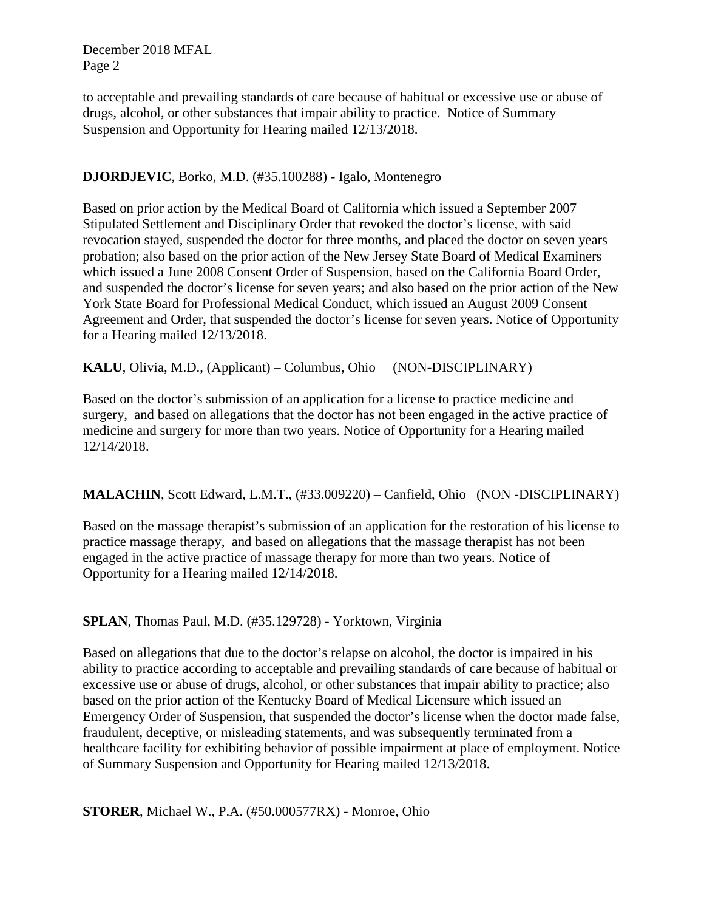to acceptable and prevailing standards of care because of habitual or excessive use or abuse of drugs, alcohol, or other substances that impair ability to practice. Notice of Summary Suspension and Opportunity for Hearing mailed 12/13/2018.

**DJORDJEVIC**, Borko, M.D. (#35.100288) - Igalo, Montenegro

Based on prior action by the Medical Board of California which issued a September 2007 Stipulated Settlement and Disciplinary Order that revoked the doctor's license, with said revocation stayed, suspended the doctor for three months, and placed the doctor on seven years probation; also based on the prior action of the New Jersey State Board of Medical Examiners which issued a June 2008 Consent Order of Suspension, based on the California Board Order, and suspended the doctor's license for seven years; and also based on the prior action of the New York State Board for Professional Medical Conduct, which issued an August 2009 Consent Agreement and Order, that suspended the doctor's license for seven years. Notice of Opportunity for a Hearing mailed 12/13/2018.

**KALU**, Olivia, M.D., (Applicant) – Columbus, Ohio (NON-DISCIPLINARY)

Based on the doctor's submission of an application for a license to practice medicine and surgery, and based on allegations that the doctor has not been engaged in the active practice of medicine and surgery for more than two years. Notice of Opportunity for a Hearing mailed 12/14/2018.

**MALACHIN**, Scott Edward, L.M.T., (#33.009220) – Canfield, Ohio (NON -DISCIPLINARY)

Based on the massage therapist's submission of an application for the restoration of his license to practice massage therapy, and based on allegations that the massage therapist has not been engaged in the active practice of massage therapy for more than two years. Notice of Opportunity for a Hearing mailed 12/14/2018.

**SPLAN**, Thomas Paul, M.D. (#35.129728) - Yorktown, Virginia

Based on allegations that due to the doctor's relapse on alcohol, the doctor is impaired in his ability to practice according to acceptable and prevailing standards of care because of habitual or excessive use or abuse of drugs, alcohol, or other substances that impair ability to practice; also based on the prior action of the Kentucky Board of Medical Licensure which issued an Emergency Order of Suspension, that suspended the doctor's license when the doctor made false, fraudulent, deceptive, or misleading statements, and was subsequently terminated from a healthcare facility for exhibiting behavior of possible impairment at place of employment. Notice of Summary Suspension and Opportunity for Hearing mailed 12/13/2018.

**STORER**, Michael W., P.A. (#50.000577RX) - Monroe, Ohio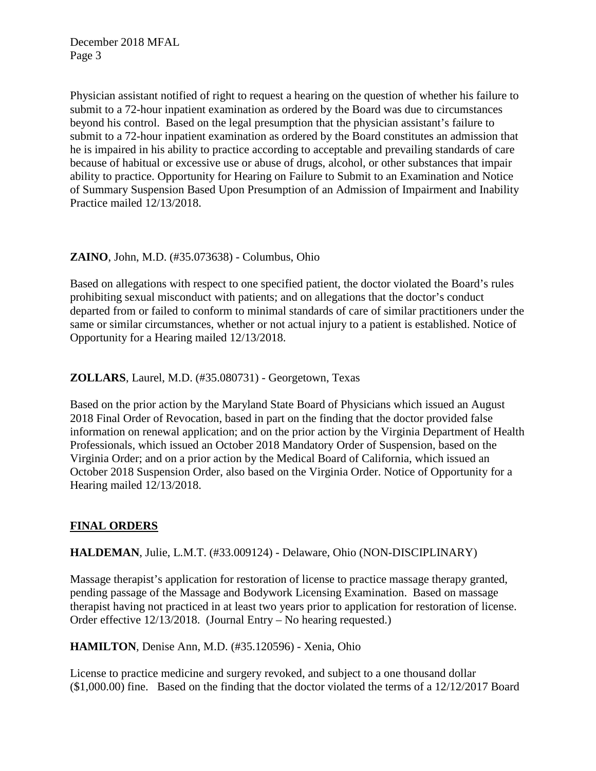Physician assistant notified of right to request a hearing on the question of whether his failure to submit to a 72-hour inpatient examination as ordered by the Board was due to circumstances beyond his control. Based on the legal presumption that the physician assistant's failure to submit to a 72-hour inpatient examination as ordered by the Board constitutes an admission that he is impaired in his ability to practice according to acceptable and prevailing standards of care because of habitual or excessive use or abuse of drugs, alcohol, or other substances that impair ability to practice. Opportunity for Hearing on Failure to Submit to an Examination and Notice of Summary Suspension Based Upon Presumption of an Admission of Impairment and Inability Practice mailed 12/13/2018.

**ZAINO**, John, M.D. (#35.073638) - Columbus, Ohio

Based on allegations with respect to one specified patient, the doctor violated the Board's rules prohibiting sexual misconduct with patients; and on allegations that the doctor's conduct departed from or failed to conform to minimal standards of care of similar practitioners under the same or similar circumstances, whether or not actual injury to a patient is established. Notice of Opportunity for a Hearing mailed 12/13/2018.

**ZOLLARS**, Laurel, M.D. (#35.080731) - Georgetown, Texas

Based on the prior action by the Maryland State Board of Physicians which issued an August 2018 Final Order of Revocation, based in part on the finding that the doctor provided false information on renewal application; and on the prior action by the Virginia Department of Health Professionals, which issued an October 2018 Mandatory Order of Suspension, based on the Virginia Order; and on a prior action by the Medical Board of California, which issued an October 2018 Suspension Order, also based on the Virginia Order. Notice of Opportunity for a Hearing mailed 12/13/2018.

## FINAL ORDERS

**HALDEMAN**, Julie, L.M.T. (#33.009124) - Delaware, Ohio (NON-DISCIPLINARY)

Massage therapist's application for restoration of license to practice massage therapy granted, pending passage of the Massage and Bodywork Licensing Examination. Based on massage therapist having not practiced in at least two years prior to application for restoration of license. Order effective 12/13/2018. (Journal Entry – No hearing requested.)

**HAMILTON**, Denise Ann, M.D. (#35.120596) - Xenia, Ohio

License to practice medicine and surgery revoked, and subject to a one thousand dollar ($1,000.00) fine. Based on the finding that the doctor violated the terms of a 12/12/2017 Board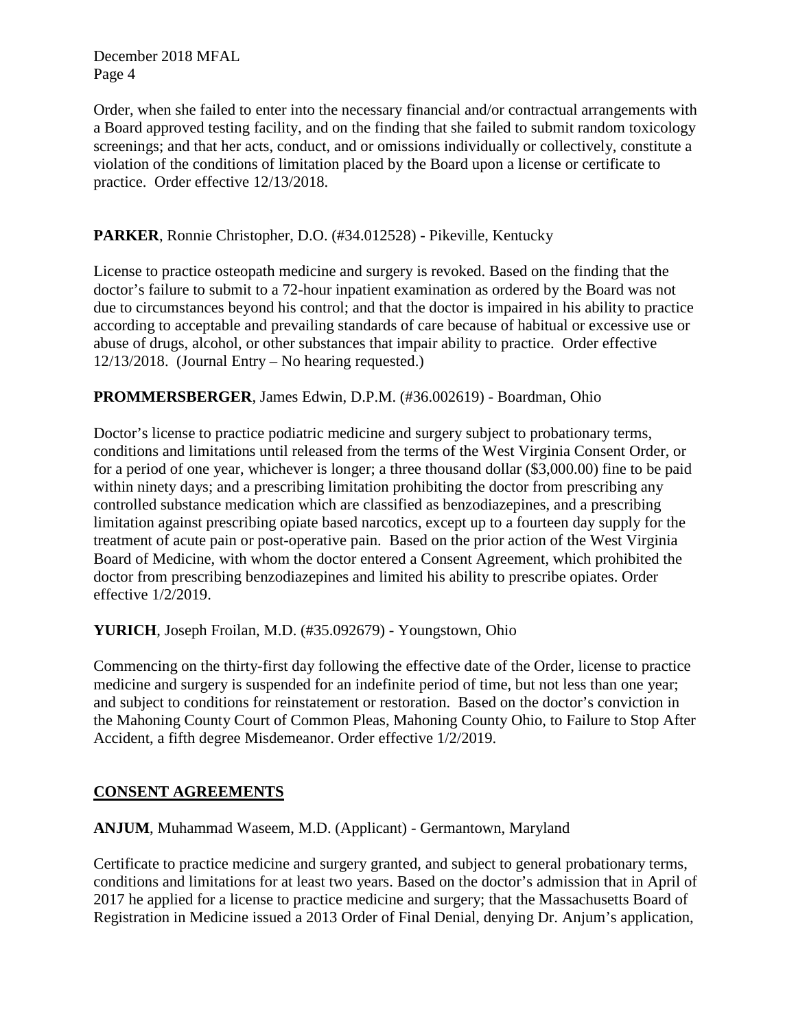Order, when she failed to enter into the necessary financial and/or contractual arrangements with a Board approved testing facility, and on the finding that she failed to submit random toxicology screenings; and that her acts, conduct, and or omissions individually or collectively, constitute a violation of the conditions of limitation placed by the Board upon a license or certificate to practice. Order effective 12/13/2018.

**PARKER**, Ronnie Christopher, D.O. (#34.012528) - Pikeville, Kentucky

License to practice osteopath medicine and surgery is revoked. Based on the finding that the doctor's failure to submit to a 72-hour inpatient examination as ordered by the Board was not due to circumstances beyond his control; and that the doctor is impaired in his ability to practice according to acceptable and prevailing standards of care because of habitual or excessive use or abuse of drugs, alcohol, or other substances that impair ability to practice. Order effective 12/13/2018. (Journal Entry – No hearing requested.)

**PROMMERSBERGER**, James Edwin, D.P.M. (#36.002619) - Boardman, Ohio

Doctor's license to practice podiatric medicine and surgery subject to probationary terms, conditions and limitations until released from the terms of the West Virginia Consent Order, or for a period of one year, whichever is longer; a three thousand dollar ($3,000.00) fine to be paid within ninety days; and a prescribing limitation prohibiting the doctor from prescribing any controlled substance medication which are classified as benzodiazepines, and a prescribing limitation against prescribing opiate based narcotics, except up to a fourteen day supply for the treatment of acute pain or post-operative pain. Based on the prior action of the West Virginia Board of Medicine, with whom the doctor entered a Consent Agreement, which prohibited the doctor from prescribing benzodiazepines and limited his ability to prescribe opiates. Order effective 1/2/2019.

**YURICH**, Joseph Froilan, M.D. (#35.092679) - Youngstown, Ohio

Commencing on the thirty-first day following the effective date of the Order, license to practice medicine and surgery is suspended for an indefinite period of time, but not less than one year; and subject to conditions for reinstatement or restoration. Based on the doctor's conviction in the Mahoning County Court of Common Pleas, Mahoning County Ohio, to Failure to Stop After Accident, a fifth degree Misdemeanor. Order effective 1/2/2019.

## CONSENT AGREEMENTS

**ANJUM**, Muhammad Waseem, M.D. (Applicant) - Germantown, Maryland

Certificate to practice medicine and surgery granted, and subject to general probationary terms, conditions and limitations for at least two years. Based on the doctor's admission that in April of 2017 he applied for a license to practice medicine and surgery; that the Massachusetts Board of Registration in Medicine issued a 2013 Order of Final Denial, denying Dr. Anjum's application,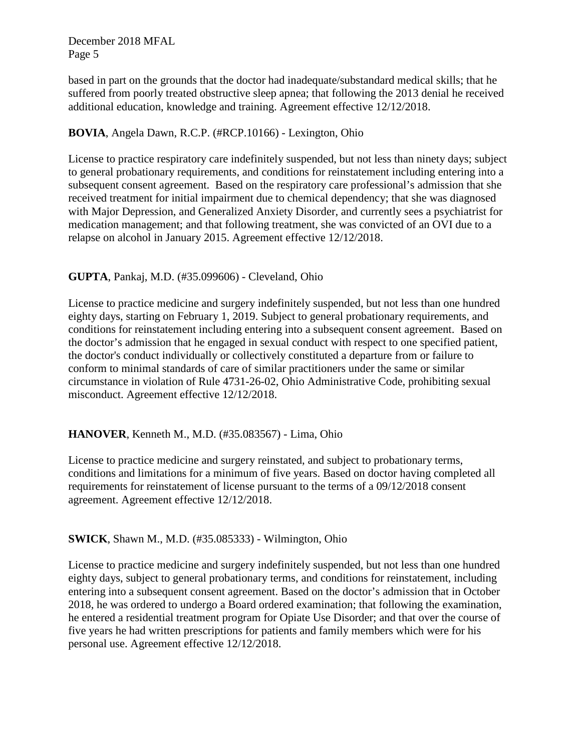based in part on the grounds that the doctor had inadequate/substandard medical skills; that he suffered from poorly treated obstructive sleep apnea; that following the 2013 denial he received additional education, knowledge and training. Agreement effective 12/12/2018.

**BOVIA**, Angela Dawn, R.C.P. (#RCP.10166) - Lexington, Ohio

License to practice respiratory care indefinitely suspended, but not less than ninety days; subject to general probationary requirements, and conditions for reinstatement including entering into a subsequent consent agreement. Based on the respiratory care professional's admission that she received treatment for initial impairment due to chemical dependency; that she was diagnosed with Major Depression, and Generalized Anxiety Disorder, and currently sees a psychiatrist for medication management; and that following treatment, she was convicted of an OVI due to a relapse on alcohol in January 2015. Agreement effective 12/12/2018.

**GUPTA**, Pankaj, M.D. (#35.099606) - Cleveland, Ohio

License to practice medicine and surgery indefinitely suspended, but not less than one hundred eighty days, starting on February 1, 2019. Subject to general probationary requirements, and conditions for reinstatement including entering into a subsequent consent agreement. Based on the doctor's admission that he engaged in sexual conduct with respect to one specified patient, the doctor's conduct individually or collectively constituted a departure from or failure to conform to minimal standards of care of similar practitioners under the same or similar circumstance in violation of Rule 4731-26-02, Ohio Administrative Code, prohibiting sexual misconduct. Agreement effective 12/12/2018.

**HANOVER**, Kenneth M., M.D. (#35.083567) - Lima, Ohio

License to practice medicine and surgery reinstated, and subject to probationary terms, conditions and limitations for a minimum of five years. Based on doctor having completed all requirements for reinstatement of license pursuant to the terms of a 09/12/2018 consent agreement. Agreement effective 12/12/2018.

**SWICK**, Shawn M., M.D. (#35.085333) - Wilmington, Ohio

License to practice medicine and surgery indefinitely suspended, but not less than one hundred eighty days, subject to general probationary terms, and conditions for reinstatement, including entering into a subsequent consent agreement. Based on the doctor's admission that in October 2018, he was ordered to undergo a Board ordered examination; that following the examination, he entered a residential treatment program for Opiate Use Disorder; and that over the course of five years he had written prescriptions for patients and family members which were for his personal use. Agreement effective 12/12/2018.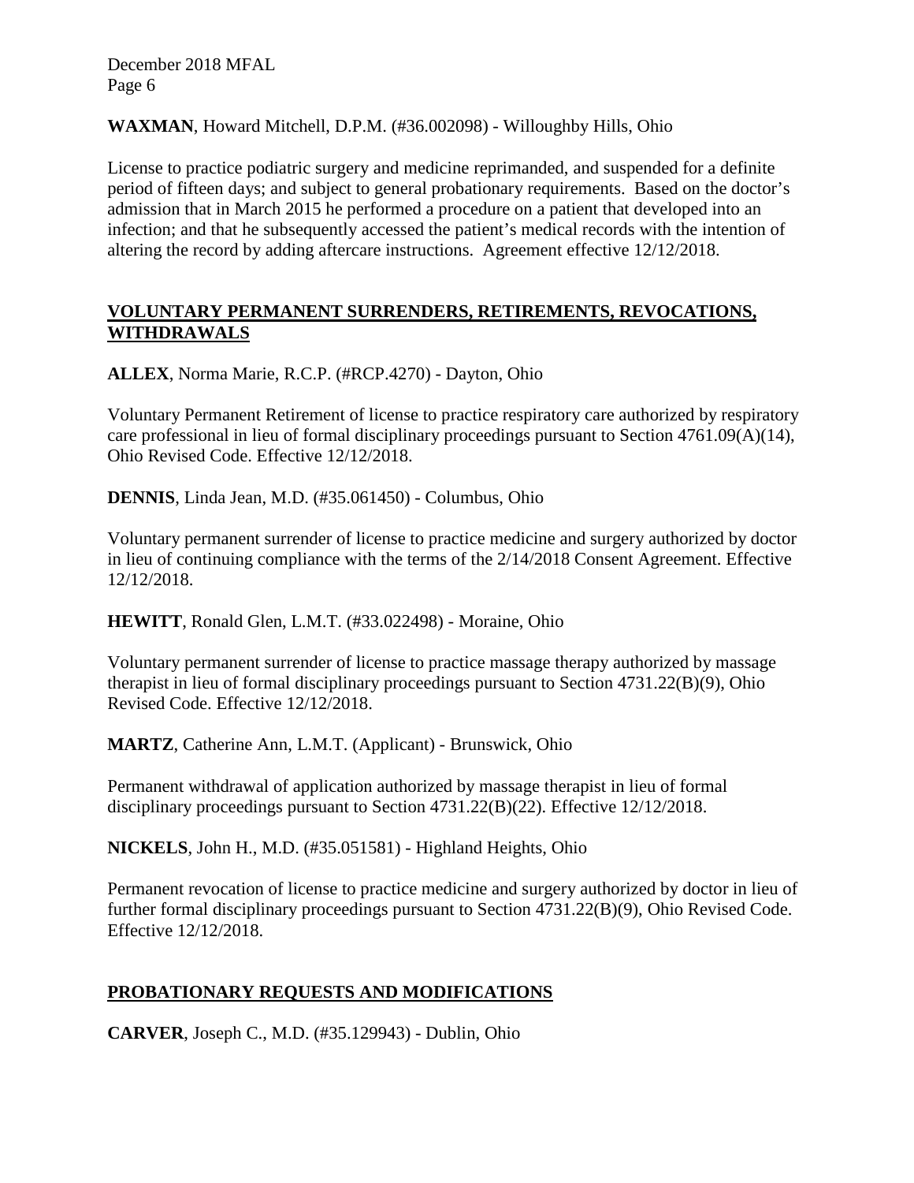**WAXMAN**, Howard Mitchell, D.P.M. (#36.002098) - Willoughby Hills, Ohio

License to practice podiatric surgery and medicine reprimanded, and suspended for a definite period of fifteen days; and subject to general probationary requirements. Based on the doctor's admission that in March 2015 he performed a procedure on a patient that developed into an infection; and that he subsequently accessed the patient's medical records with the intention of altering the record by adding aftercare instructions. Agreement effective 12/12/2018.

## VOLUNTARY PERMANENT SURRENDERS, RETIREMENTS, REVOCATIONS, WITHDRAWALS

**ALLEX**, Norma Marie, R.C.P. (#RCP.4270) - Dayton, Ohio

Voluntary Permanent Retirement of license to practice respiratory care authorized by respiratory care professional in lieu of formal disciplinary proceedings pursuant to Section 4761.09(A)(14), Ohio Revised Code. Effective 12/12/2018.

**DENNIS**, Linda Jean, M.D. (#35.061450) - Columbus, Ohio

Voluntary permanent surrender of license to practice medicine and surgery authorized by doctor in lieu of continuing compliance with the terms of the 2/14/2018 Consent Agreement. Effective 12/12/2018.

**HEWITT**, Ronald Glen, L.M.T. (#33.022498) - Moraine, Ohio

Voluntary permanent surrender of license to practice massage therapy authorized by massage therapist in lieu of formal disciplinary proceedings pursuant to Section 4731.22(B)(9), Ohio Revised Code. Effective 12/12/2018.

**MARTZ**, Catherine Ann, L.M.T. (Applicant) - Brunswick, Ohio

Permanent withdrawal of application authorized by massage therapist in lieu of formal disciplinary proceedings pursuant to Section 4731.22(B)(22). Effective 12/12/2018.

**NICKELS**, John H., M.D. (#35.051581) - Highland Heights, Ohio

Permanent revocation of license to practice medicine and surgery authorized by doctor in lieu of further formal disciplinary proceedings pursuant to Section 4731.22(B)(9), Ohio Revised Code. Effective 12/12/2018.

## PROBATIONARY REQUESTS AND MODIFICATIONS

**CARVER**, Joseph C., M.D. (#35.129943) - Dublin, Ohio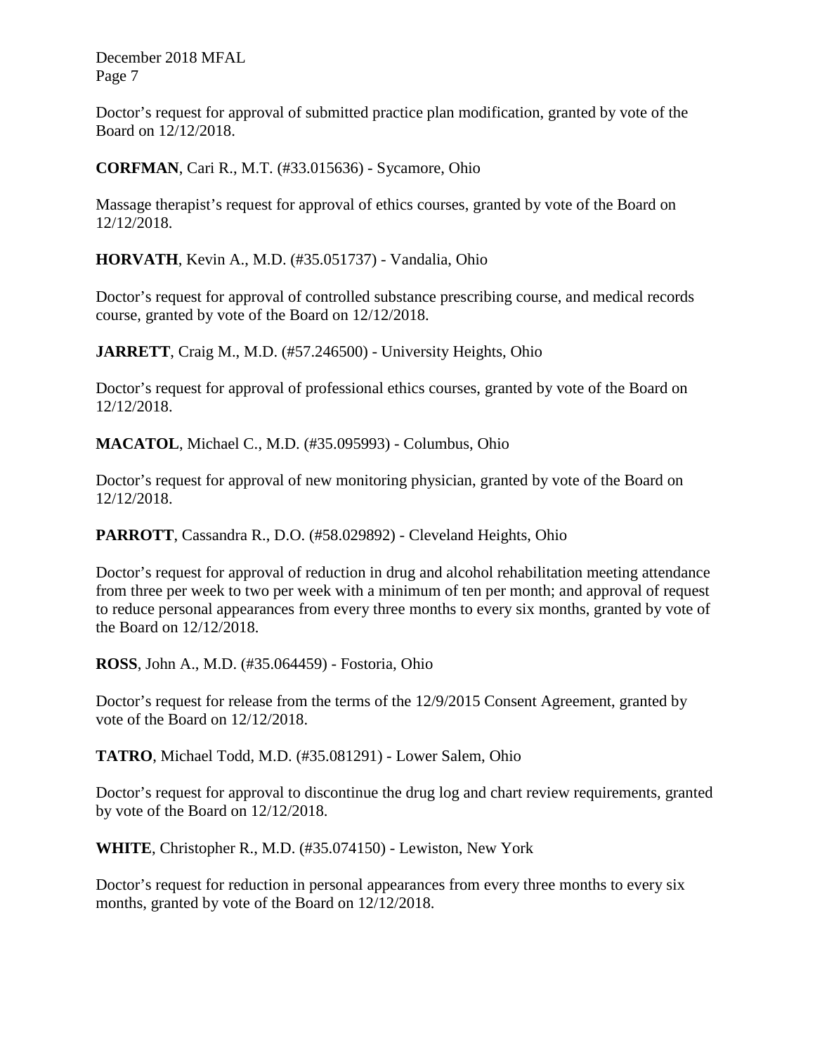Doctor's request for approval of submitted practice plan modification, granted by vote of the Board on 12/12/2018.

**CORFMAN**, Cari R., M.T. (#33.015636) - Sycamore, Ohio

Massage therapist's request for approval of ethics courses, granted by vote of the Board on 12/12/2018.

**HORVATH**, Kevin A., M.D. (#35.051737) - Vandalia, Ohio

Doctor's request for approval of controlled substance prescribing course, and medical records course, granted by vote of the Board on 12/12/2018.

**JARRETT**, Craig M., M.D. (#57.246500) - University Heights, Ohio

Doctor's request for approval of professional ethics courses, granted by vote of the Board on 12/12/2018.

**MACATOL**, Michael C., M.D. (#35.095993) - Columbus, Ohio

Doctor's request for approval of new monitoring physician, granted by vote of the Board on 12/12/2018.

**PARROTT**, Cassandra R., D.O. (#58.029892) - Cleveland Heights, Ohio

Doctor's request for approval of reduction in drug and alcohol rehabilitation meeting attendance from three per week to two per week with a minimum of ten per month; and approval of request to reduce personal appearances from every three months to every six months, granted by vote of the Board on 12/12/2018.

**ROSS**, John A., M.D. (#35.064459) - Fostoria, Ohio

Doctor's request for release from the terms of the 12/9/2015 Consent Agreement, granted by vote of the Board on 12/12/2018.

**TATRO**, Michael Todd, M.D. (#35.081291) - Lower Salem, Ohio

Doctor's request for approval to discontinue the drug log and chart review requirements, granted by vote of the Board on 12/12/2018.

**WHITE**, Christopher R., M.D. (#35.074150) - Lewiston, New York

Doctor's request for reduction in personal appearances from every three months to every six months, granted by vote of the Board on 12/12/2018.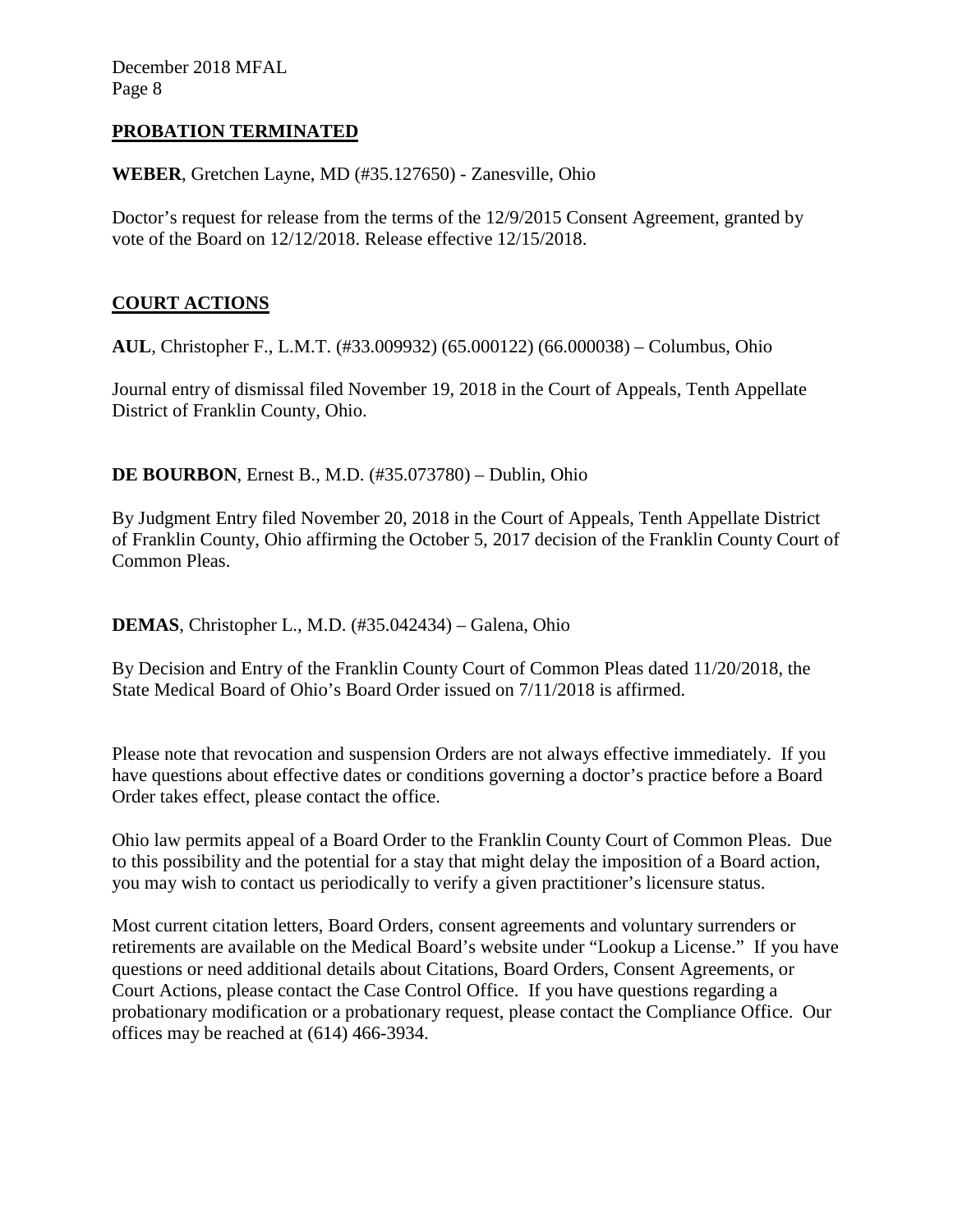## PROBATION TERMINATED

**WEBER**, Gretchen Layne, MD (#35.127650) - Zanesville, Ohio

Doctor's request for release from the terms of the 12/9/2015 Consent Agreement, granted by vote of the Board on 12/12/2018. Release effective 12/15/2018.

## COURT ACTIONS

**AUL**, Christopher F., L.M.T. (#33.009932) (65.000122) (66.000038) – Columbus, Ohio

Journal entry of dismissal filed November 19, 2018 in the Court of Appeals, Tenth Appellate District of Franklin County, Ohio.

**DE BOURBON**, Ernest B., M.D. (#35.073780) – Dublin, Ohio

By Judgment Entry filed November 20, 2018 in the Court of Appeals, Tenth Appellate District of Franklin County, Ohio affirming the October 5, 2017 decision of the Franklin County Court of Common Pleas.

**DEMAS**, Christopher L., M.D. (#35.042434) – Galena, Ohio

By Decision and Entry of the Franklin County Court of Common Pleas dated 11/20/2018, the State Medical Board of Ohio's Board Order issued on 7/11/2018 is affirmed.

Please note that revocation and suspension Orders are not always effective immediately. If you have questions about effective dates or conditions governing a doctor's practice before a Board Order takes effect, please contact the office.

Ohio law permits appeal of a Board Order to the Franklin County Court of Common Pleas. Due to this possibility and the potential for a stay that might delay the imposition of a Board action, you may wish to contact us periodically to verify a given practitioner's licensure status.

Most current citation letters, Board Orders, consent agreements and voluntary surrenders or retirements are available on the Medical Board's website under "Lookup a License." If you have questions or need additional details about Citations, Board Orders, Consent Agreements, or Court Actions, please contact the Case Control Office. If you have questions regarding a probationary modification or a probationary request, please contact the Compliance Office. Our offices may be reached at (614) 466-3934.